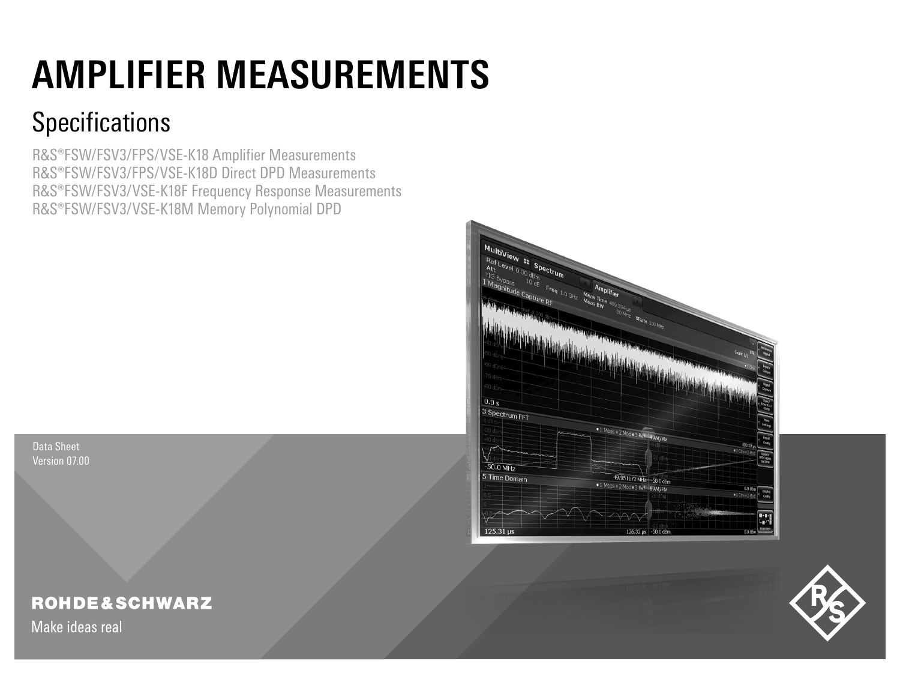# AMPLIFIER MEASUREMENTS

## Specifications

R&S®FSW/FSV3/FPS/VSE-K18 Amplifier Measurements
R&S®FSW/FSV3/FPS/VSE-K18D Direct DPD Measurements
R&S®FSW/FSV3/VSE-K18F Frequency Response Measurements
R&S®FSW/FSV3/VSE-K18M Memory Polynomial DPD

Data Sheet
Version 07.00

ROHDE&SCHWARZ

Make ideas real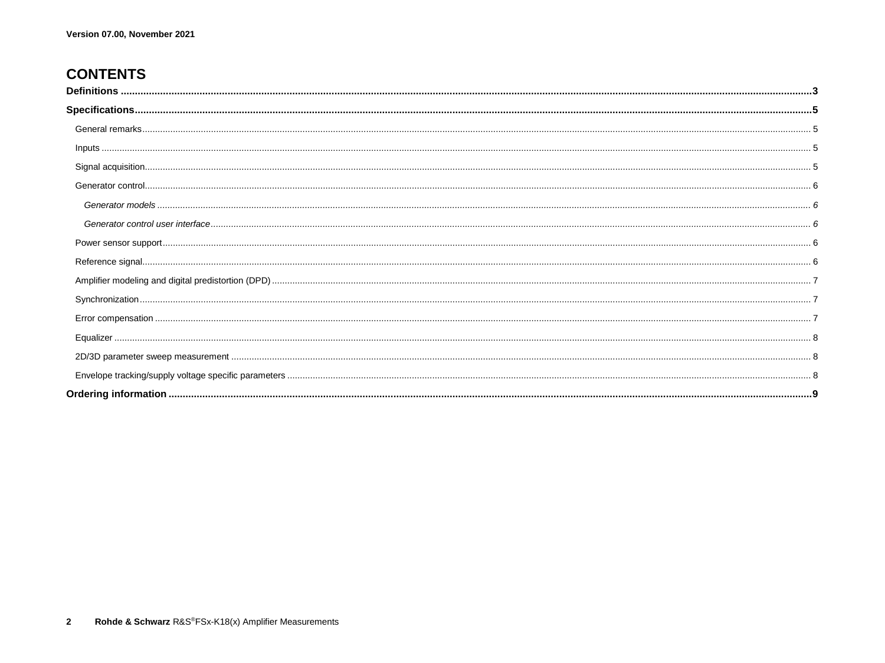Version 07.00, November 2021

# CONTENTS

**Definitions** ........ 3

**Specifications** ........ 5

- General remarks ........ 5
- Inputs ........ 5
- Signal acquisition ........ 5
- Generator control ........ 6
  - *Generator models* ........ 6
  - *Generator control user interface* ........ 6
- Power sensor support ........ 6
- Reference signal ........ 6
- Amplifier modeling and digital predistortion (DPD) ........ 7
- Synchronization ........ 7
- Error compensation ........ 7
- Equalizer ........ 8
- 2D/3D parameter sweep measurement ........ 8
- Envelope tracking/supply voltage specific parameters ........ 8

**Ordering information** ........ 9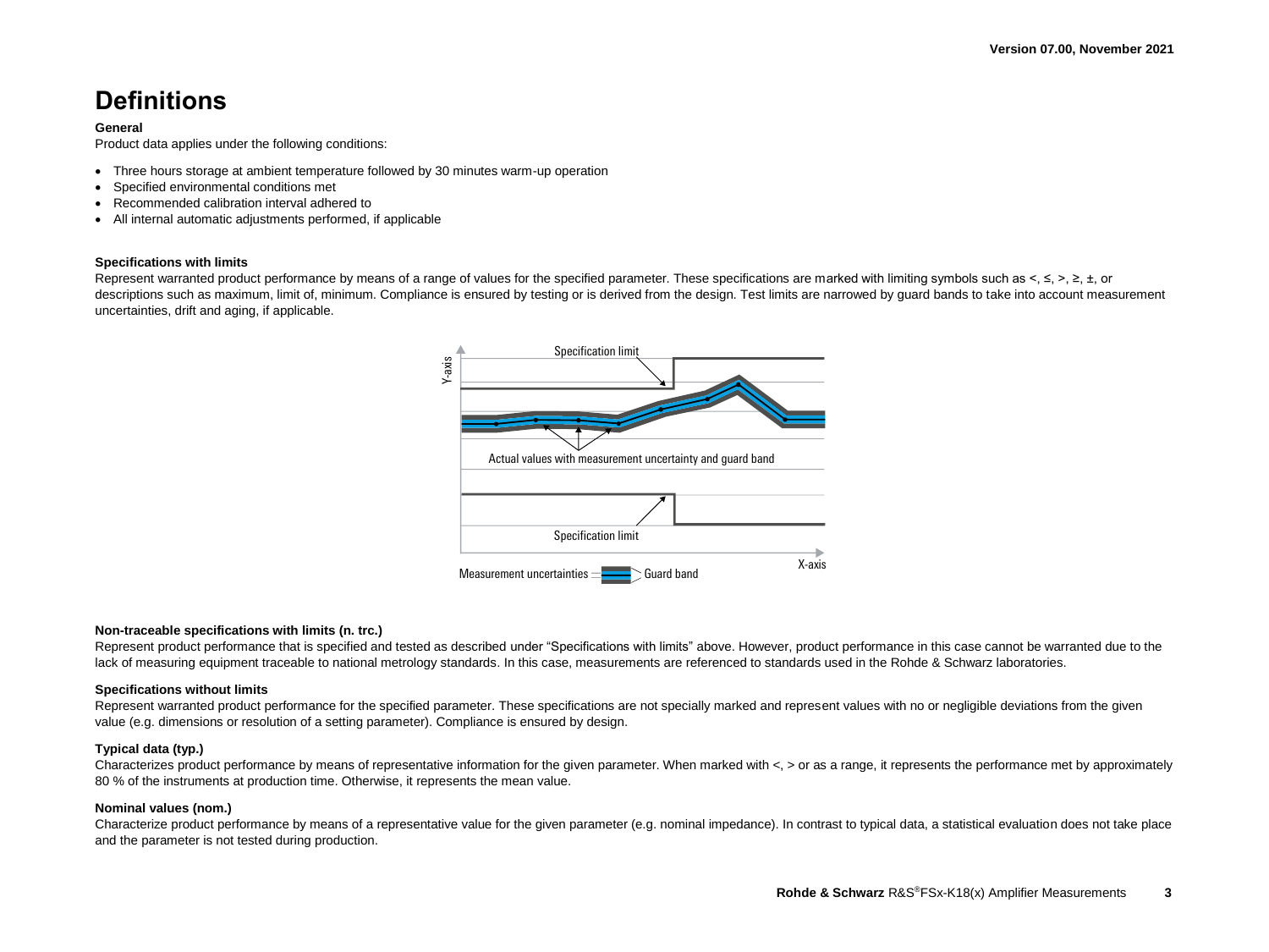# Definitions

**General**

Product data applies under the following conditions:

- Three hours storage at ambient temperature followed by 30 minutes warm-up operation
- Specified environmental conditions met
- Recommended calibration interval adhered to
- All internal automatic adjustments performed, if applicable

**Specifications with limits**

Represent warranted product performance by means of a range of values for the specified parameter. These specifications are marked with limiting symbols such as <, ≤, >, ≥, ±, or descriptions such as maximum, limit of, minimum. Compliance is ensured by testing or is derived from the design. Test limits are narrowed by guard bands to take into account measurement uncertainties, drift and aging, if applicable.

**Non-traceable specifications with limits (n. trc.)**

Represent product performance that is specified and tested as described under "Specifications with limits" above. However, product performance in this case cannot be warranted due to the lack of measuring equipment traceable to national metrology standards. In this case, measurements are referenced to standards used in the Rohde & Schwarz laboratories.

**Specifications without limits**

Represent warranted product performance for the specified parameter. These specifications are not specially marked and represent values with no or negligible deviations from the given value (e.g. dimensions or resolution of a setting parameter). Compliance is ensured by design.

**Typical data (typ.)**

Characterizes product performance by means of representative information for the given parameter. When marked with <, > or as a range, it represents the performance met by approximately 80 % of the instruments at production time. Otherwise, it represents the mean value.

**Nominal values (nom.)**

Characterize product performance by means of a representative value for the given parameter (e.g. nominal impedance). In contrast to typical data, a statistical evaluation does not take place and the parameter is not tested during production.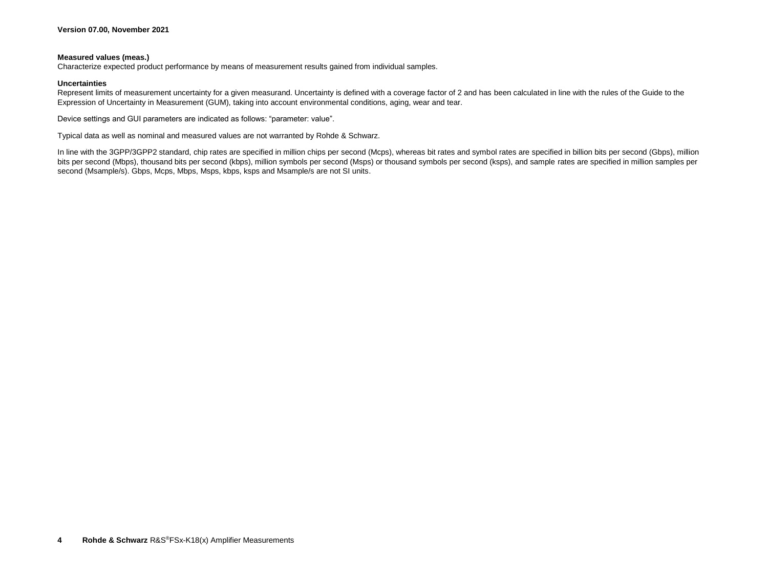**Measured values (meas.)**
Characterize expected product performance by means of measurement results gained from individual samples.

**Uncertainties**
Represent limits of measurement uncertainty for a given measurand. Uncertainty is defined with a coverage factor of 2 and has been calculated in line with the rules of the Guide to the Expression of Uncertainty in Measurement (GUM), taking into account environmental conditions, aging, wear and tear.

Device settings and GUI parameters are indicated as follows: "parameter: value".

Typical data as well as nominal and measured values are not warranted by Rohde & Schwarz.

In line with the 3GPP/3GPP2 standard, chip rates are specified in million chips per second (Mcps), whereas bit rates and symbol rates are specified in billion bits per second (Gbps), million bits per second (Mbps), thousand bits per second (kbps), million symbols per second (Msps) or thousand symbols per second (ksps), and sample rates are specified in million samples per second (Msample/s). Gbps, Mcps, Mbps, Msps, kbps, ksps and Msample/s are not SI units.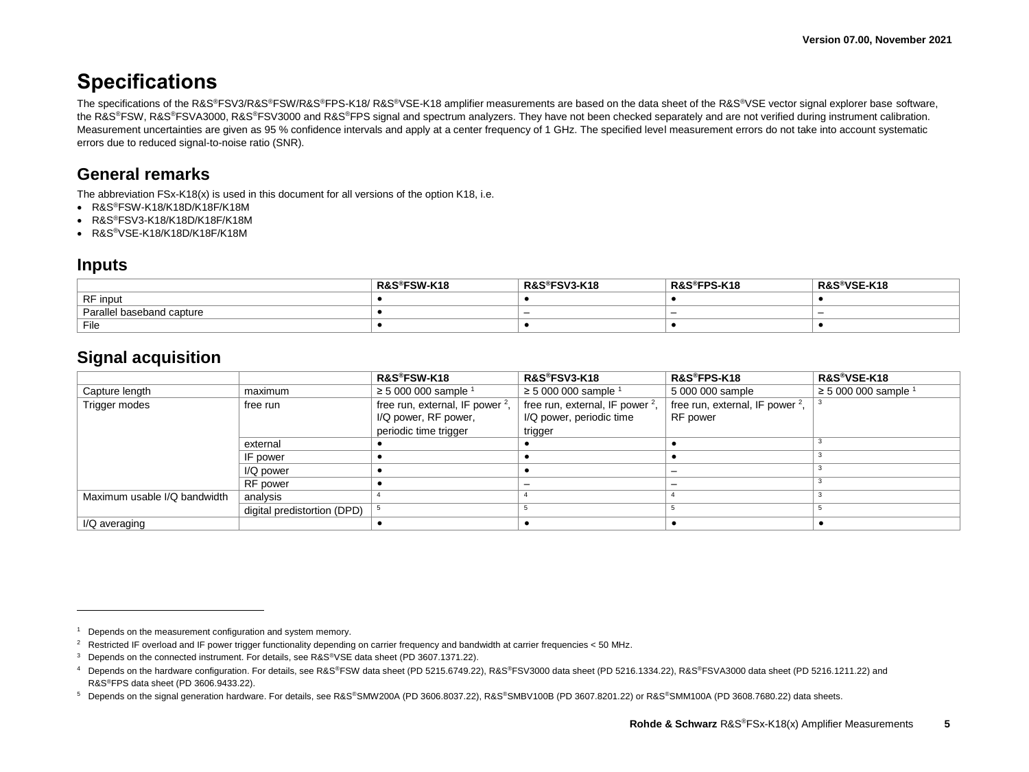# Specifications

The specifications of the R&S®FSV3/R&S®FSW/R&S®FPS-K18/ R&S®VSE-K18 amplifier measurements are based on the data sheet of the R&S®VSE vector signal explorer base software, the R&S®FSW, R&S®FSVA3000, R&S®FSV3000 and R&S®FPS signal and spectrum analyzers. They have not been checked separately and are not verified during instrument calibration. Measurement uncertainties are given as 95 % confidence intervals and apply at a center frequency of 1 GHz. The specified level measurement errors do not take into account systematic errors due to reduced signal-to-noise ratio (SNR).

## General remarks

The abbreviation FSx-K18(x) is used in this document for all versions of the option K18, i.e.

- R&S®FSW-K18/K18D/K18F/K18M
- R&S®FSV3-K18/K18D/K18F/K18M
- R&S®VSE-K18/K18D/K18F/K18M

## Inputs

| | R&S®FSW-K18 | R&S®FSV3-K18 | R&S®FPS-K18 | R&S®VSE-K18 |
|---|---|---|---|---|
| RF input | • | • | • | • |
| Parallel baseband capture | • | – | – | – |
| File | • | • | • | • |

## Signal acquisition

| | | R&S®FSW-K18 | R&S®FSV3-K18 | R&S®FPS-K18 | R&S®VSE-K18 |
|---|---|---|---|---|---|
| Capture length | maximum | ≥ 5 000 000 sample [1] | ≥ 5 000 000 sample [1] | 5 000 000 sample | ≥ 5 000 000 sample [1] |
| Trigger modes | free run | free run, external, IF power [2], I/Q power, RF power, periodic time trigger | free run, external, IF power [2], I/Q power, periodic time trigger | free run, external, IF power [2], RF power | [3] |
| | external | • | • | • | [3] |
| | IF power | • | • | • | [3] |
| | I/Q power | • | • | – | [3] |
| | RF power | • | – | – | [3] |
| Maximum usable I/Q bandwidth | analysis | [4] | [4] | [4] | [3] |
| | digital predistortion (DPD) | [5] | [5] | [5] | [5] |
| I/Q averaging | | • | • | • | • |

[1] Depends on the measurement configuration and system memory.

[2] Restricted IF overload and IF power trigger functionality depending on carrier frequency and bandwidth at carrier frequencies < 50 MHz.

[3] Depends on the connected instrument. For details, see R&S®VSE data sheet (PD 3607.1371.22).

[4] Depends on the hardware configuration. For details, see R&S®FSW data sheet (PD 5215.6749.22), R&S®FSV3000 data sheet (PD 5216.1334.22), R&S®FSVA3000 data sheet (PD 5216.1211.22) and R&S®FPS data sheet (PD 3606.9433.22).

[5] Depends on the signal generation hardware. For details, see R&S®SMW200A (PD 3606.8037.22), R&S®SMBV100B (PD 3607.8201.22) or R&S®SMM100A (PD 3608.7680.22) data sheets.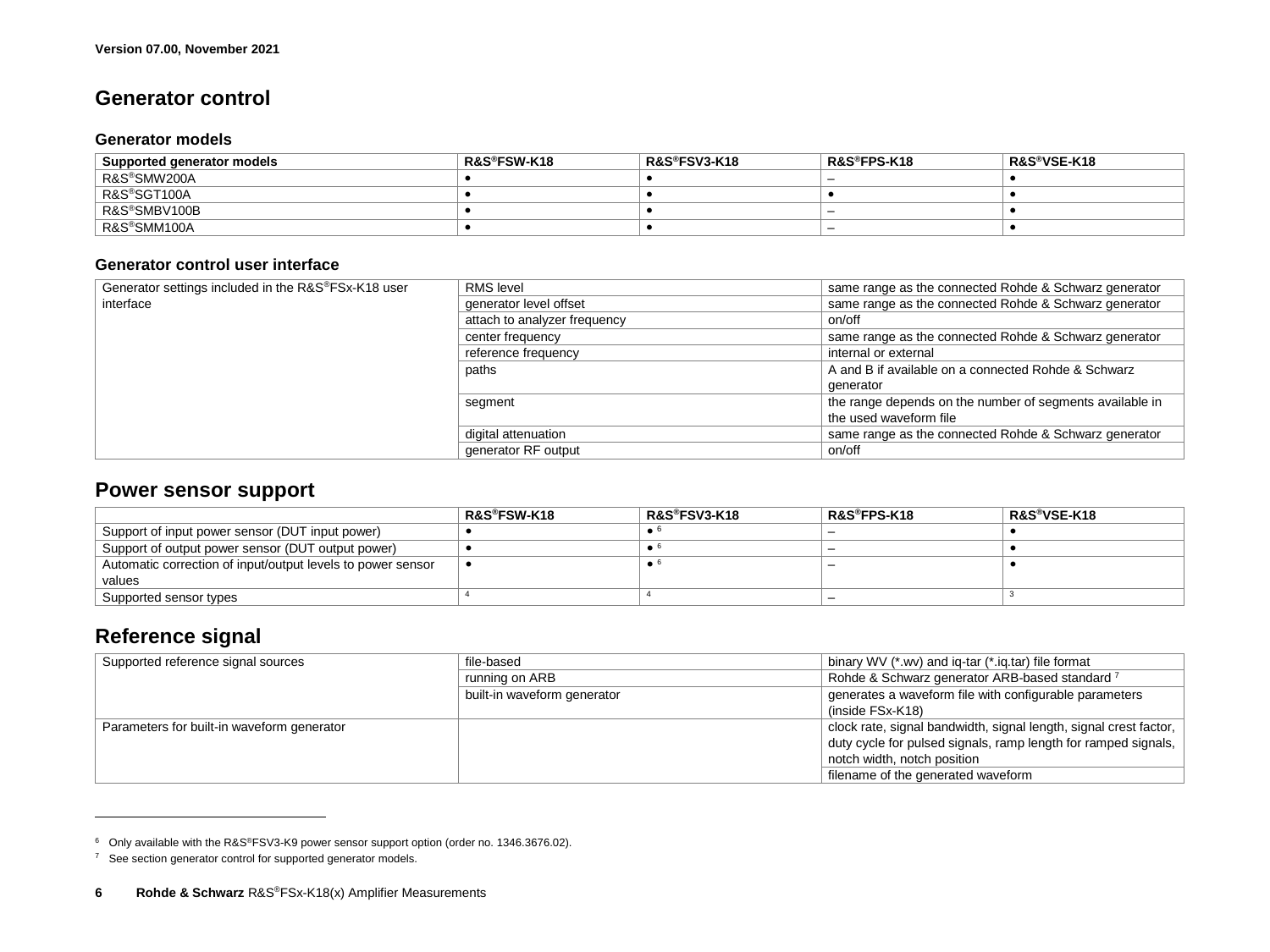Version 07.00, November 2021

## Generator control

### Generator models

| Supported generator models | R&S®FSW-K18 | R&S®FSV3-K18 | R&S®FPS-K18 | R&S®VSE-K18 |
|---|---|---|---|---|
| R&S®SMW200A | ● | ● | – | ● |
| R&S®SGT100A | ● | ● | ● | ● |
| R&S®SMBV100B | ● | ● | – | ● |
| R&S®SMM100A | ● | ● | – | ● |

### Generator control user interface

| | | |
|---|---|---|
| Generator settings included in the R&S®FSx-K18 user interface | RMS level | same range as the connected Rohde & Schwarz generator |
| | generator level offset | same range as the connected Rohde & Schwarz generator |
| | attach to analyzer frequency | on/off |
| | center frequency | same range as the connected Rohde & Schwarz generator |
| | reference frequency | internal or external |
| | paths | A and B if available on a connected Rohde & Schwarz generator |
| | segment | the range depends on the number of segments available in the used waveform file |
| | digital attenuation | same range as the connected Rohde & Schwarz generator |
| | generator RF output | on/off |

## Power sensor support

| | R&S®FSW-K18 | R&S®FSV3-K18 | R&S®FPS-K18 | R&S®VSE-K18 |
|---|---|---|---|---|
| Support of input power sensor (DUT input power) | ● | ● [6] | – | ● |
| Support of output power sensor (DUT output power) | ● | ● [6] | – | ● |
| Automatic correction of input/output levels to power sensor values | ● | ● [6] | – | ● |
| Supported sensor types | [4] | [4] | – | [3] |

## Reference signal

| | | |
|---|---|---|
| Supported reference signal sources | file-based | binary WV (*.wv) and iq-tar (*.iq.tar) file format |
| | running on ARB | Rohde & Schwarz generator ARB-based standard [7] |
| | built-in waveform generator | generates a waveform file with configurable parameters (inside FSx-K18) |
| Parameters for built-in waveform generator | | clock rate, signal bandwidth, signal length, signal crest factor, duty cycle for pulsed signals, ramp length for ramped signals, notch width, notch position |
| | | filename of the generated waveform |

[6] Only available with the R&S®FSV3-K9 power sensor support option (order no. 1346.3676.02).

[7] See section generator control for supported generator models.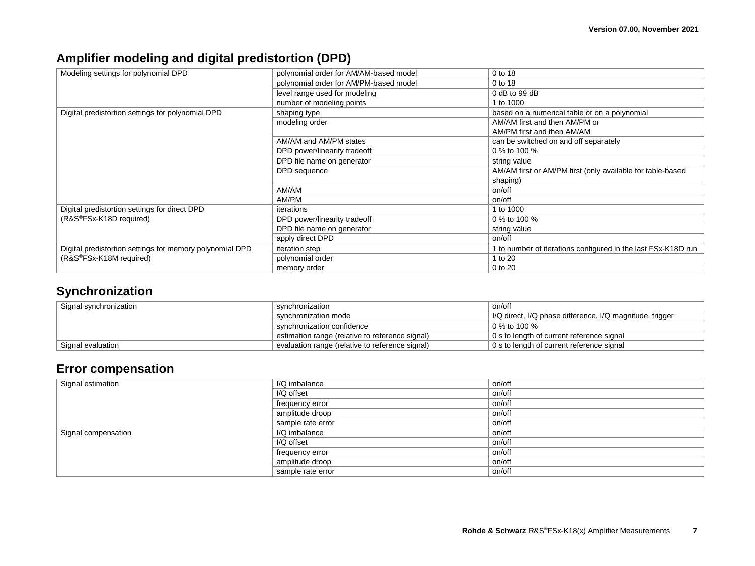## Amplifier modeling and digital predistortion (DPD)

| | | |
|---|---|---|
| Modeling settings for polynomial DPD | polynomial order for AM/AM-based model | 0 to 18 |
| | polynomial order for AM/PM-based model | 0 to 18 |
| | level range used for modeling | 0 dB to 99 dB |
| | number of modeling points | 1 to 1000 |
| Digital predistortion settings for polynomial DPD | shaping type | based on a numerical table or on a polynomial |
| | modeling order | AM/AM first and then AM/PM or AM/PM first and then AM/AM |
| | AM/AM and AM/PM states | can be switched on and off separately |
| | DPD power/linearity tradeoff | 0 % to 100 % |
| | DPD file name on generator | string value |
| | DPD sequence | AM/AM first or AM/PM first (only available for table-based shaping) |
| | AM/AM | on/off |
| | AM/PM | on/off |
| Digital predistortion settings for direct DPD (R&S®FSx-K18D required) | iterations | 1 to 1000 |
| | DPD power/linearity tradeoff | 0 % to 100 % |
| | DPD file name on generator | string value |
| | apply direct DPD | on/off |
| Digital predistortion settings for memory polynomial DPD (R&S®FSx-K18M required) | iteration step | 1 to number of iterations configured in the last FSx-K18D run |
| | polynomial order | 1 to 20 |
| | memory order | 0 to 20 |

## Synchronization

| | | |
|---|---|---|
| Signal synchronization | synchronization | on/off |
| | synchronization mode | I/Q direct, I/Q phase difference, I/Q magnitude, trigger |
| | synchronization confidence | 0 % to 100 % |
| | estimation range (relative to reference signal) | 0 s to length of current reference signal |
| Signal evaluation | evaluation range (relative to reference signal) | 0 s to length of current reference signal |

## Error compensation

| | | |
|---|---|---|
| Signal estimation | I/Q imbalance | on/off |
| | I/Q offset | on/off |
| | frequency error | on/off |
| | amplitude droop | on/off |
| | sample rate error | on/off |
| Signal compensation | I/Q imbalance | on/off |
| | I/Q offset | on/off |
| | frequency error | on/off |
| | amplitude droop | on/off |
| | sample rate error | on/off |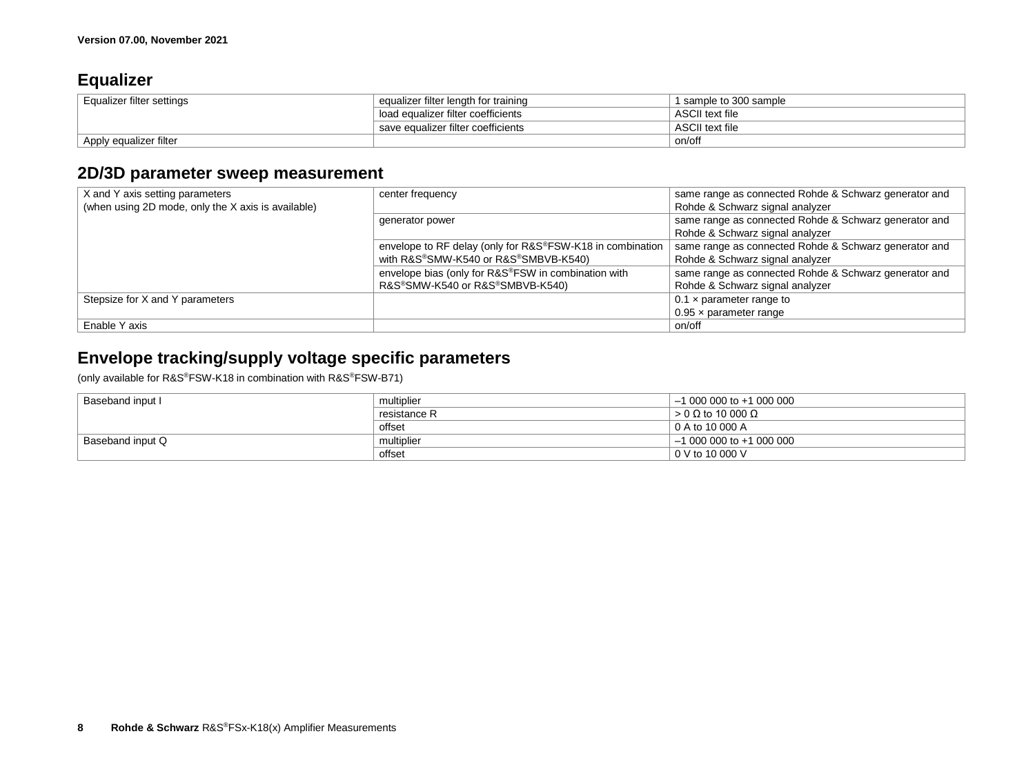## Equalizer

| | | |
|---|---|---|
| Equalizer filter settings | equalizer filter length for training | 1 sample to 300 sample |
| | load equalizer filter coefficients | ASCII text file |
| | save equalizer filter coefficients | ASCII text file |
| Apply equalizer filter | | on/off |

## 2D/3D parameter sweep measurement

| | | |
|---|---|---|
| X and Y axis setting parameters (when using 2D mode, only the X axis is available) | center frequency | same range as connected Rohde & Schwarz generator and Rohde & Schwarz signal analyzer |
| | generator power | same range as connected Rohde & Schwarz generator and Rohde & Schwarz signal analyzer |
| | envelope to RF delay (only for R&S®FSW-K18 in combination with R&S®SMW-K540 or R&S®SMBVB-K540) | same range as connected Rohde & Schwarz generator and Rohde & Schwarz signal analyzer |
| | envelope bias (only for R&S®FSW in combination with R&S®SMW-K540 or R&S®SMBVB-K540) | same range as connected Rohde & Schwarz generator and Rohde & Schwarz signal analyzer |
| Stepsize for X and Y parameters | | 0.1 × parameter range to 0.95 × parameter range |
| Enable Y axis | | on/off |

## Envelope tracking/supply voltage specific parameters

(only available for R&S®FSW-K18 in combination with R&S®FSW-B71)

| | | |
|---|---|---|
| Baseband input I | multiplier | –1 000 000 to +1 000 000 |
| | resistance R | > 0 Ω to 10 000 Ω |
| | offset | 0 A to 10 000 A |
| Baseband input Q | multiplier | –1 000 000 to +1 000 000 |
| | offset | 0 V to 10 000 V |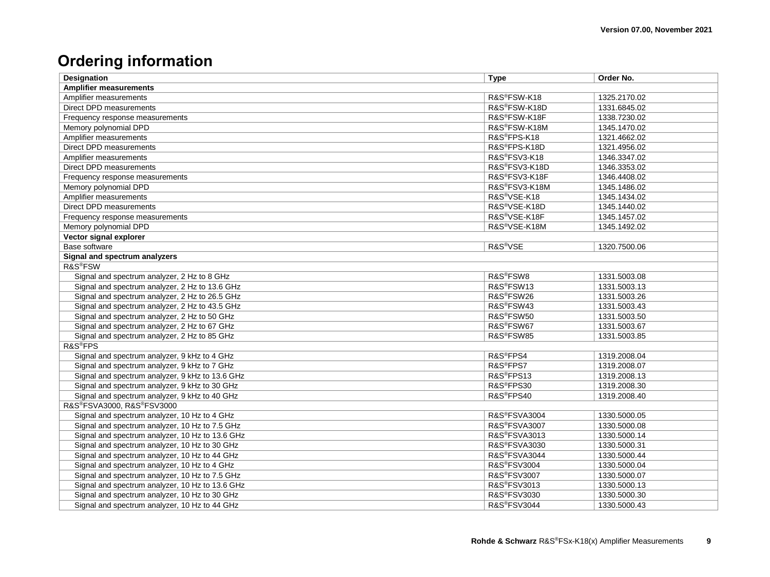## Ordering information

| Designation | Type | Order No. |
|---|---|---|
| **Amplifier measurements** | | |
| Amplifier measurements | R&S®FSW-K18 | 1325.2170.02 |
| Direct DPD measurements | R&S®FSW-K18D | 1331.6845.02 |
| Frequency response measurements | R&S®FSW-K18F | 1338.7230.02 |
| Memory polynomial DPD | R&S®FSW-K18M | 1345.1470.02 |
| Amplifier measurements | R&S®FPS-K18 | 1321.4662.02 |
| Direct DPD measurements | R&S®FPS-K18D | 1321.4956.02 |
| Amplifier measurements | R&S®FSV3-K18 | 1346.3347.02 |
| Direct DPD measurements | R&S®FSV3-K18D | 1346.3353.02 |
| Frequency response measurements | R&S®FSV3-K18F | 1346.4408.02 |
| Memory polynomial DPD | R&S®FSV3-K18M | 1345.1486.02 |
| Amplifier measurements | R&S®VSE-K18 | 1345.1434.02 |
| Direct DPD measurements | R&S®VSE-K18D | 1345.1440.02 |
| Frequency response measurements | R&S®VSE-K18F | 1345.1457.02 |
| Memory polynomial DPD | R&S®VSE-K18M | 1345.1492.02 |
| **Vector signal explorer** | | |
| Base software | R&S®VSE | 1320.7500.06 |
| **Signal and spectrum analyzers** | | |
| R&S®FSW | | |
| Signal and spectrum analyzer, 2 Hz to 8 GHz | R&S®FSW8 | 1331.5003.08 |
| Signal and spectrum analyzer, 2 Hz to 13.6 GHz | R&S®FSW13 | 1331.5003.13 |
| Signal and spectrum analyzer, 2 Hz to 26.5 GHz | R&S®FSW26 | 1331.5003.26 |
| Signal and spectrum analyzer, 2 Hz to 43.5 GHz | R&S®FSW43 | 1331.5003.43 |
| Signal and spectrum analyzer, 2 Hz to 50 GHz | R&S®FSW50 | 1331.5003.50 |
| Signal and spectrum analyzer, 2 Hz to 67 GHz | R&S®FSW67 | 1331.5003.67 |
| Signal and spectrum analyzer, 2 Hz to 85 GHz | R&S®FSW85 | 1331.5003.85 |
| R&S®FPS | | |
| Signal and spectrum analyzer, 9 kHz to 4 GHz | R&S®FPS4 | 1319.2008.04 |
| Signal and spectrum analyzer, 9 kHz to 7 GHz | R&S®FPS7 | 1319.2008.07 |
| Signal and spectrum analyzer, 9 kHz to 13.6 GHz | R&S®FPS13 | 1319.2008.13 |
| Signal and spectrum analyzer, 9 kHz to 30 GHz | R&S®FPS30 | 1319.2008.30 |
| Signal and spectrum analyzer, 9 kHz to 40 GHz | R&S®FPS40 | 1319.2008.40 |
| R&S®FSVA3000, R&S®FSV3000 | | |
| Signal and spectrum analyzer, 10 Hz to 4 GHz | R&S®FSVA3004 | 1330.5000.05 |
| Signal and spectrum analyzer, 10 Hz to 7.5 GHz | R&S®FSVA3007 | 1330.5000.08 |
| Signal and spectrum analyzer, 10 Hz to 13.6 GHz | R&S®FSVA3013 | 1330.5000.14 |
| Signal and spectrum analyzer, 10 Hz to 30 GHz | R&S®FSVA3030 | 1330.5000.31 |
| Signal and spectrum analyzer, 10 Hz to 44 GHz | R&S®FSVA3044 | 1330.5000.44 |
| Signal and spectrum analyzer, 10 Hz to 4 GHz | R&S®FSV3004 | 1330.5000.04 |
| Signal and spectrum analyzer, 10 Hz to 7.5 GHz | R&S®FSV3007 | 1330.5000.07 |
| Signal and spectrum analyzer, 10 Hz to 13.6 GHz | R&S®FSV3013 | 1330.5000.13 |
| Signal and spectrum analyzer, 10 Hz to 30 GHz | R&S®FSV3030 | 1330.5000.30 |
| Signal and spectrum analyzer, 10 Hz to 44 GHz | R&S®FSV3044 | 1330.5000.43 |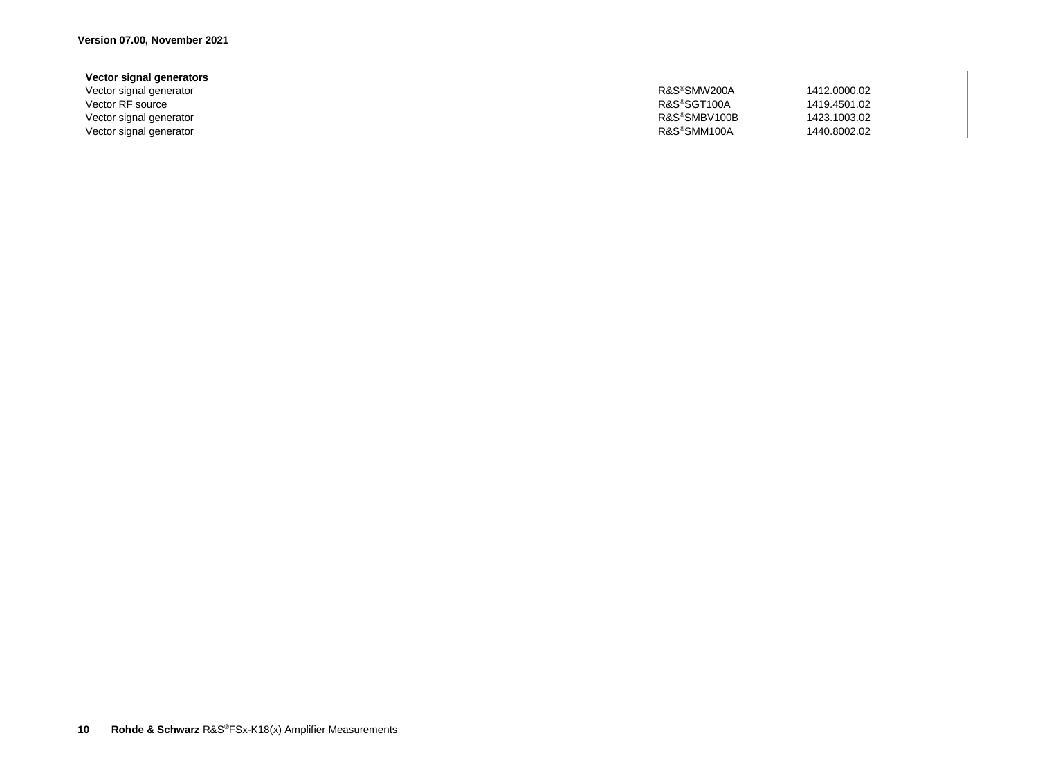| Vector signal generators | | |
|---|---|---|
| Vector signal generator | R&S®SMW200A | 1412.0000.02 |
| Vector RF source | R&S®SGT100A | 1419.4501.02 |
| Vector signal generator | R&S®SMBV100B | 1423.1003.02 |
| Vector signal generator | R&S®SMM100A | 1440.8002.02 |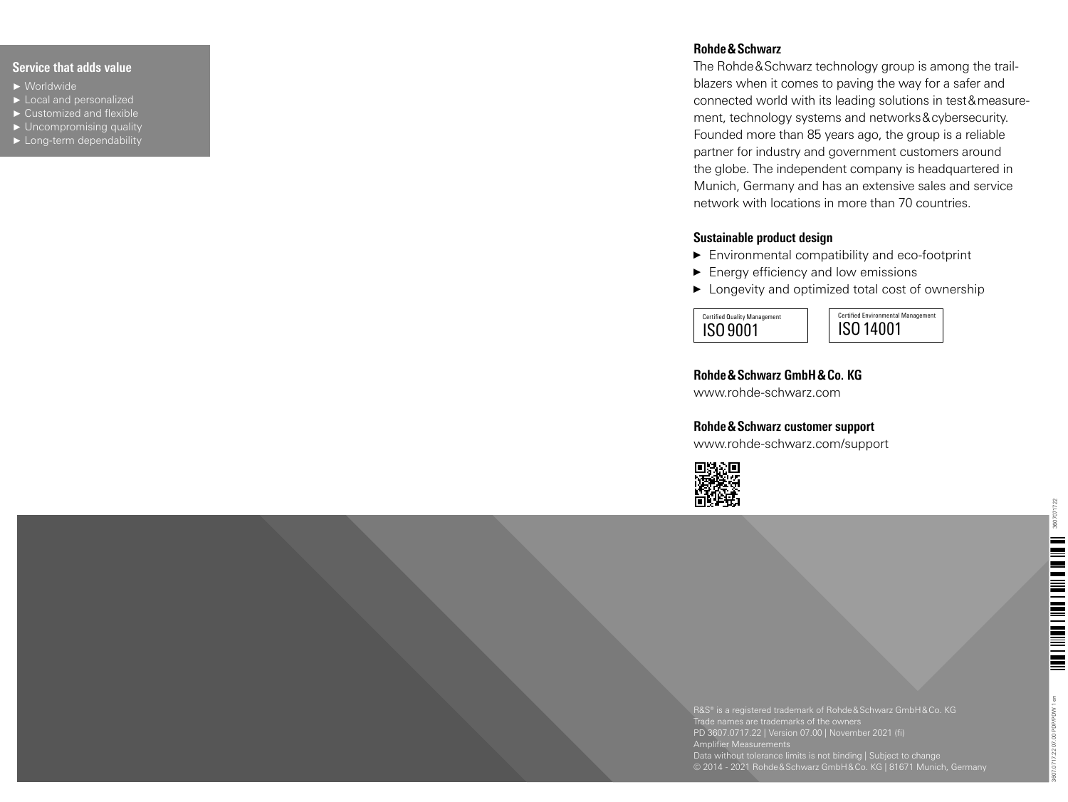## Service that adds value

- ► Worldwide
- ► Local and personalized
- ► Customized and flexible
- ► Uncompromising quality
- ► Long-term dependability

## Rohde & Schwarz

The Rohde & Schwarz technology group is among the trailblazers when it comes to paving the way for a safer and connected world with its leading solutions in test & measurement, technology systems and networks & cybersecurity. Founded more than 85 years ago, the group is a reliable partner for industry and government customers around the globe. The independent company is headquartered in Munich, Germany and has an extensive sales and service network with locations in more than 70 countries.

## Sustainable product design

- ► Environmental compatibility and eco-footprint
- ► Energy efficiency and low emissions
- ► Longevity and optimized total cost of ownership

Certified Quality Management
ISO 9001

Certified Environmental Management
ISO 14001

## Rohde & Schwarz GmbH & Co. KG

www.rohde-schwarz.com

## Rohde & Schwarz customer support

www.rohde-schwarz.com/support

R&S® is a registered trademark of Rohde & Schwarz GmbH & Co. KG
Trade names are trademarks of the owners
PD 3607.0717.22 | Version 07.00 | November 2021 (fi)
Amplifier Measurements
Data without tolerance limits is not binding | Subject to change
© 2014 - 2021 Rohde & Schwarz GmbH & Co. KG | 81671 Munich, Germany

3607071722

3607.0717.22 07.00 PDP/PDW 1 en